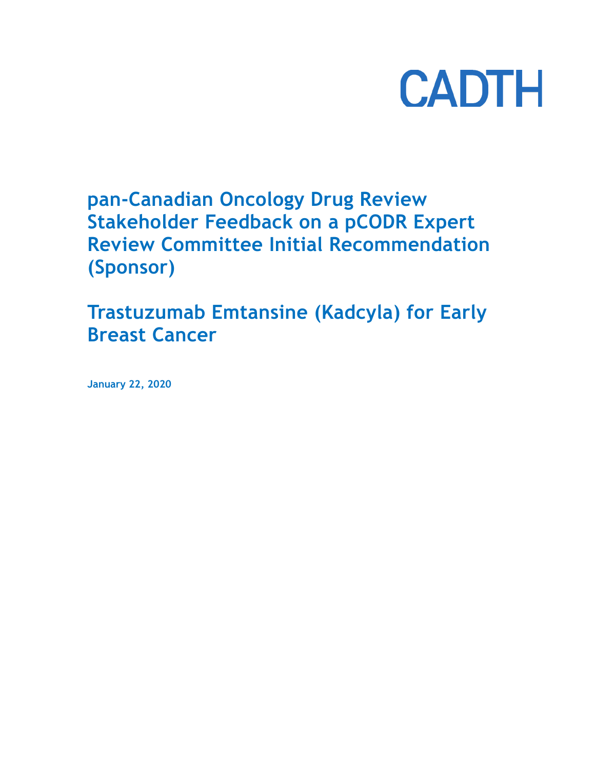CADTH

# pan-Canadian Oncology Drug Review Stakeholder Feedback on a pCODR Expert Review Committee Initial Recommendation (Sponsor)

# Trastuzumab Emtansine (Kadcyla) for Early Breast Cancer

**January 22, 2020**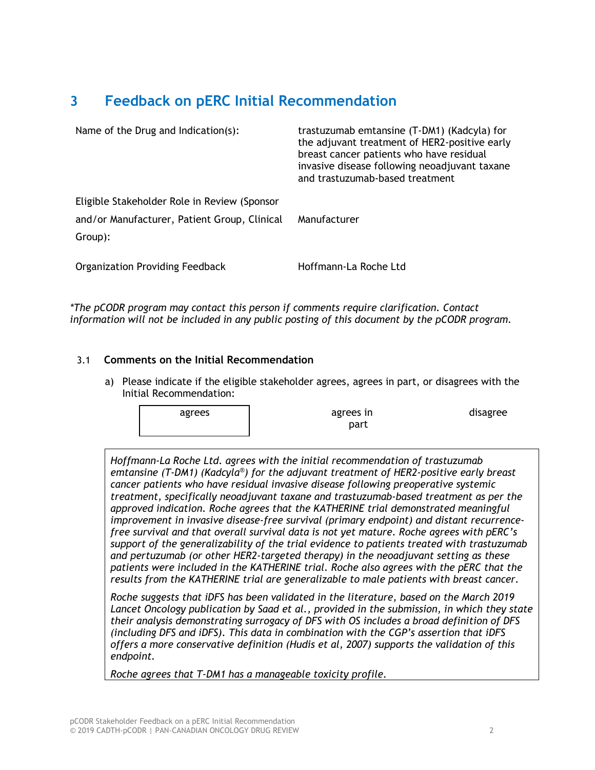## 3 Feedback on pERC Initial Recommendation

| | |
|---|---|
| Name of the Drug and Indication(s): | trastuzumab emtansine (T-DM1) (Kadcyla) for the adjuvant treatment of HER2-positive early breast cancer patients who have residual invasive disease following neoadjuvant taxane and trastuzumab-based treatment |
| Eligible Stakeholder Role in Review (Sponsor and/or Manufacturer, Patient Group, Clinical Group): | Manufacturer |
| Organization Providing Feedback | Hoffmann-La Roche Ltd |

*\*The pCODR program may contact this person if comments require clarification. Contact information will not be included in any public posting of this document by the pCODR program.*

### 3.1 Comments on the Initial Recommendation

a) Please indicate if the eligible stakeholder agrees, agrees in part, or disagrees with the Initial Recommendation:

| agrees | agrees in part | disagree |
|---|---|---|

*Hoffmann-La Roche Ltd. agrees with the initial recommendation of trastuzumab emtansine (T-DM1) (Kadcyla®) for the adjuvant treatment of HER2-positive early breast cancer patients who have residual invasive disease following preoperative systemic treatment, specifically neoadjuvant taxane and trastuzumab-based treatment as per the approved indication. Roche agrees that the KATHERINE trial demonstrated meaningful improvement in invasive disease-free survival (primary endpoint) and distant recurrence-free survival and that overall survival data is not yet mature. Roche agrees with pERC's support of the generalizability of the trial evidence to patients treated with trastuzumab and pertuzumab (or other HER2-targeted therapy) in the neoadjuvant setting as these patients were included in the KATHERINE trial. Roche also agrees with the pERC that the results from the KATHERINE trial are generalizable to male patients with breast cancer.*

*Roche suggests that iDFS has been validated in the literature, based on the March 2019 Lancet Oncology publication by Saad et al., provided in the submission, in which they state their analysis demonstrating surrogacy of DFS with OS includes a broad definition of DFS (including DFS and iDFS). This data in combination with the CGP's assertion that iDFS offers a more conservative definition (Hudis et al, 2007) supports the validation of this endpoint.*

*Roche agrees that T-DM1 has a manageable toxicity profile.*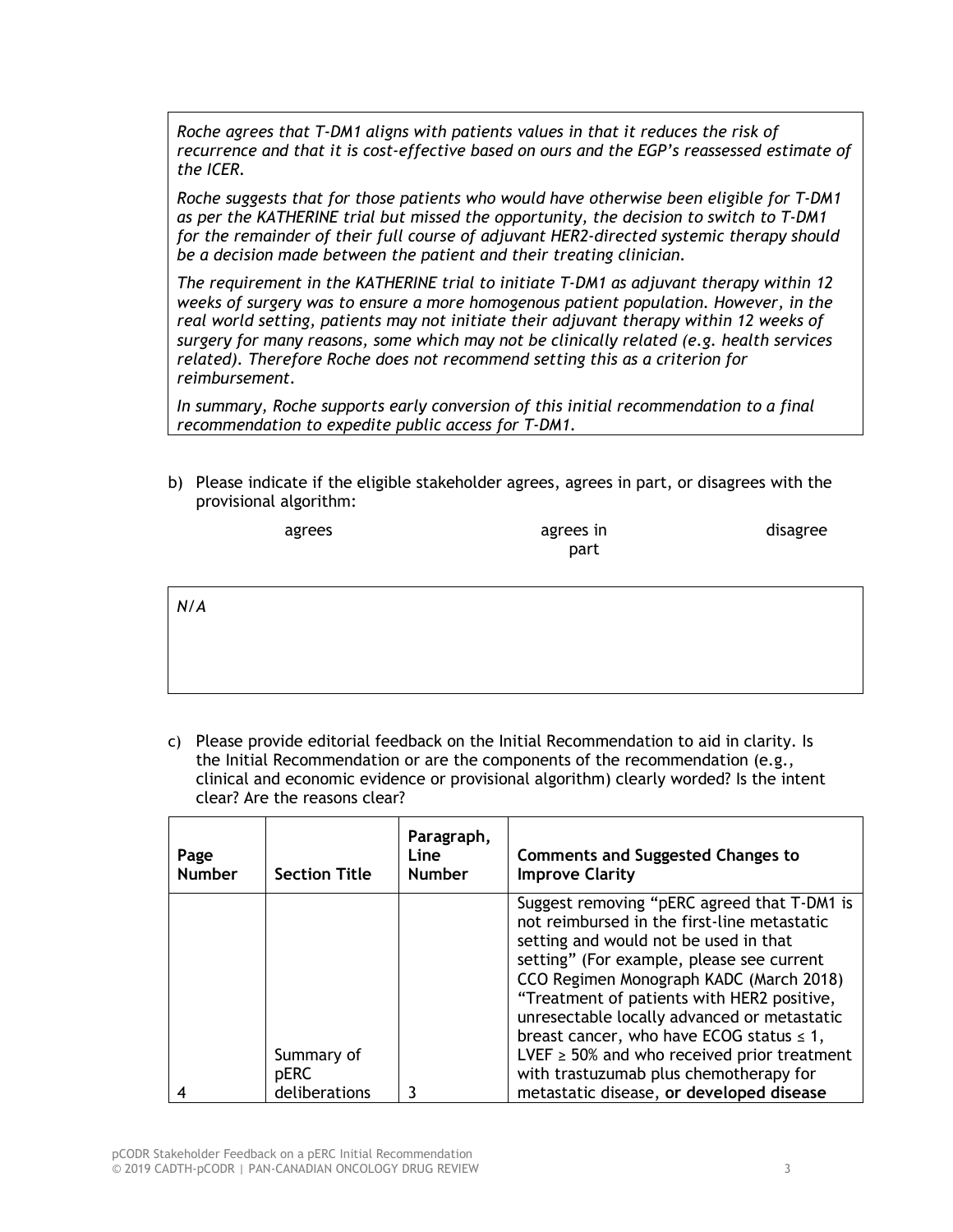*Roche agrees that T-DM1 aligns with patients values in that it reduces the risk of recurrence and that it is cost-effective based on ours and the EGP's reassessed estimate of the ICER.*

*Roche suggests that for those patients who would have otherwise been eligible for T-DM1 as per the KATHERINE trial but missed the opportunity, the decision to switch to T-DM1 for the remainder of their full course of adjuvant HER2-directed systemic therapy should be a decision made between the patient and their treating clinician.*

*The requirement in the KATHERINE trial to initiate T-DM1 as adjuvant therapy within 12 weeks of surgery was to ensure a more homogenous patient population. However, in the real world setting, patients may not initiate their adjuvant therapy within 12 weeks of surgery for many reasons, some which may not be clinically related (e.g. health services related). Therefore Roche does not recommend setting this as a criterion for reimbursement.*

*In summary, Roche supports early conversion of this initial recommendation to a final recommendation to expedite public access for T-DM1.*

b) Please indicate if the eligible stakeholder agrees, agrees in part, or disagrees with the provisional algorithm:

agrees | agrees in part | disagree

*N/A*

c) Please provide editorial feedback on the Initial Recommendation to aid in clarity. Is the Initial Recommendation or are the components of the recommendation (e.g., clinical and economic evidence or provisional algorithm) clearly worded? Is the intent clear? Are the reasons clear?

| Page Number | Section Title | Paragraph, Line Number | Comments and Suggested Changes to Improve Clarity |
|---|---|---|---|
| 4 | Summary of pERC deliberations | 3 | Suggest removing "pERC agreed that T-DM1 is not reimbursed in the first-line metastatic setting and would not be used in that setting" (For example, please see current CCO Regimen Monograph KADC (March 2018) "Treatment of patients with HER2 positive, unresectable locally advanced or metastatic breast cancer, who have ECOG status ≤ 1, LVEF ≥ 50% and who received prior treatment with trastuzumab plus chemotherapy for metastatic disease, **or developed disease** |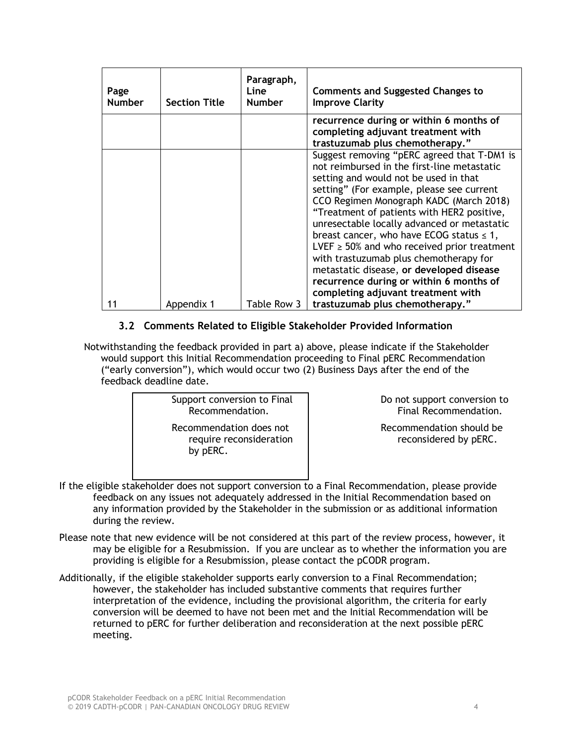| Page Number | Section Title | Paragraph, Line Number | Comments and Suggested Changes to Improve Clarity |
|---|---|---|---|
| | | | **recurrence during or within 6 months of completing adjuvant treatment with trastuzumab plus chemotherapy."** |
| 11 | Appendix 1 | Table Row 3 | Suggest removing "pERC agreed that T-DM1 is not reimbursed in the first-line metastatic setting and would not be used in that setting" (For example, please see current CCO Regimen Monograph KADC (March 2018) "Treatment of patients with HER2 positive, unresectable locally advanced or metastatic breast cancer, who have ECOG status ≤ 1, LVEF ≥ 50% and who received prior treatment with trastuzumab plus chemotherapy for metastatic disease, **or developed disease recurrence during or within 6 months of completing adjuvant treatment with trastuzumab plus chemotherapy."** |

### 3.2 Comments Related to Eligible Stakeholder Provided Information

Notwithstanding the feedback provided in part a) above, please indicate if the Stakeholder would support this Initial Recommendation proceeding to Final pERC Recommendation ("early conversion"), which would occur two (2) Business Days after the end of the feedback deadline date.

| | |
|---|---|
| Support conversion to Final Recommendation.<br><br>Recommendation does not require reconsideration by pERC. | Do not support conversion to Final Recommendation.<br><br>Recommendation should be reconsidered by pERC. |

If the eligible stakeholder does not support conversion to a Final Recommendation, please provide feedback on any issues not adequately addressed in the Initial Recommendation based on any information provided by the Stakeholder in the submission or as additional information during the review.

Please note that new evidence will be not considered at this part of the review process, however, it may be eligible for a Resubmission. If you are unclear as to whether the information you are providing is eligible for a Resubmission, please contact the pCODR program.

Additionally, if the eligible stakeholder supports early conversion to a Final Recommendation; however, the stakeholder has included substantive comments that requires further interpretation of the evidence, including the provisional algorithm, the criteria for early conversion will be deemed to have not been met and the Initial Recommendation will be returned to pERC for further deliberation and reconsideration at the next possible pERC meeting.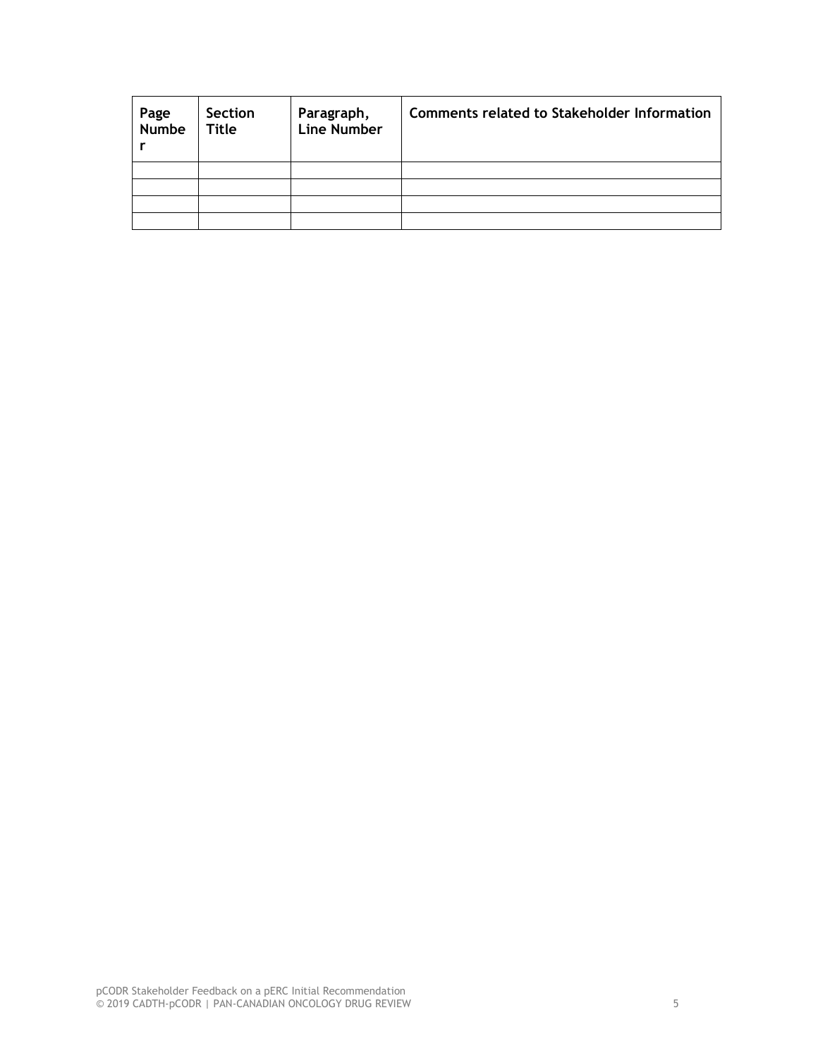| Page Number | Section Title | Paragraph, Line Number | Comments related to Stakeholder Information |
| --- | --- | --- | --- |
| | | | |
| | | | |
| | | | |
| | | | |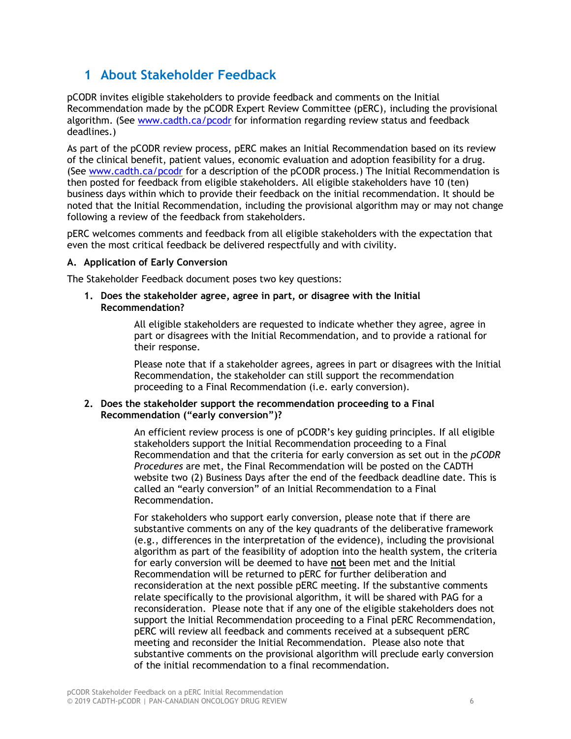# 1 About Stakeholder Feedback

pCODR invites eligible stakeholders to provide feedback and comments on the Initial Recommendation made by the pCODR Expert Review Committee (pERC), including the provisional algorithm. (See www.cadth.ca/pcodr for information regarding review status and feedback deadlines.)

As part of the pCODR review process, pERC makes an Initial Recommendation based on its review of the clinical benefit, patient values, economic evaluation and adoption feasibility for a drug. (See www.cadth.ca/pcodr for a description of the pCODR process.) The Initial Recommendation is then posted for feedback from eligible stakeholders. All eligible stakeholders have 10 (ten) business days within which to provide their feedback on the initial recommendation. It should be noted that the Initial Recommendation, including the provisional algorithm may or may not change following a review of the feedback from stakeholders.

pERC welcomes comments and feedback from all eligible stakeholders with the expectation that even the most critical feedback be delivered respectfully and with civility.

**A. Application of Early Conversion**

The Stakeholder Feedback document poses two key questions:

1. **Does the stakeholder agree, agree in part, or disagree with the Initial Recommendation?**

   All eligible stakeholders are requested to indicate whether they agree, agree in part or disagrees with the Initial Recommendation, and to provide a rational for their response.

   Please note that if a stakeholder agrees, agrees in part or disagrees with the Initial Recommendation, the stakeholder can still support the recommendation proceeding to a Final Recommendation (i.e. early conversion).

2. **Does the stakeholder support the recommendation proceeding to a Final Recommendation ("early conversion")?**

   An efficient review process is one of pCODR's key guiding principles. If all eligible stakeholders support the Initial Recommendation proceeding to a Final Recommendation and that the criteria for early conversion as set out in the *pCODR Procedures* are met, the Final Recommendation will be posted on the CADTH website two (2) Business Days after the end of the feedback deadline date. This is called an "early conversion" of an Initial Recommendation to a Final Recommendation.

   For stakeholders who support early conversion, please note that if there are substantive comments on any of the key quadrants of the deliberative framework (e.g., differences in the interpretation of the evidence), including the provisional algorithm as part of the feasibility of adoption into the health system, the criteria for early conversion will be deemed to have **not** been met and the Initial Recommendation will be returned to pERC for further deliberation and reconsideration at the next possible pERC meeting. If the substantive comments relate specifically to the provisional algorithm, it will be shared with PAG for a reconsideration. Please note that if any one of the eligible stakeholders does not support the Initial Recommendation proceeding to a Final pERC Recommendation, pERC will review all feedback and comments received at a subsequent pERC meeting and reconsider the Initial Recommendation. Please also note that substantive comments on the provisional algorithm will preclude early conversion of the initial recommendation to a final recommendation.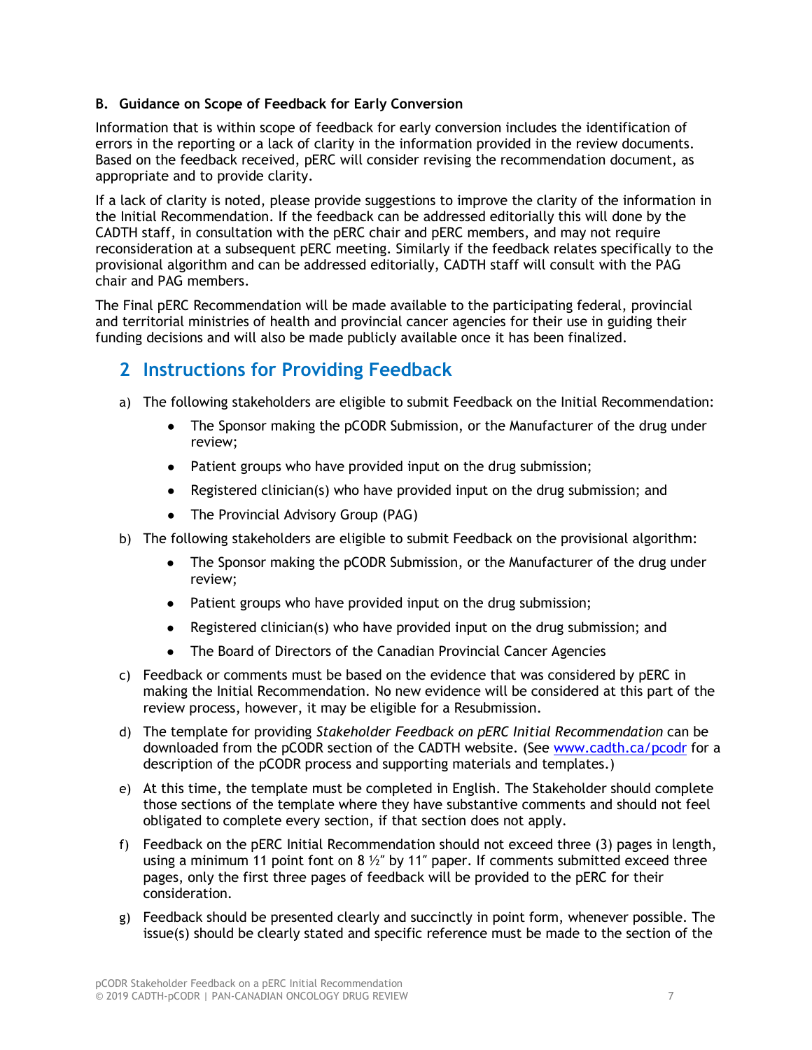**B. Guidance on Scope of Feedback for Early Conversion**

Information that is within scope of feedback for early conversion includes the identification of errors in the reporting or a lack of clarity in the information provided in the review documents. Based on the feedback received, pERC will consider revising the recommendation document, as appropriate and to provide clarity.

If a lack of clarity is noted, please provide suggestions to improve the clarity of the information in the Initial Recommendation. If the feedback can be addressed editorially this will done by the CADTH staff, in consultation with the pERC chair and pERC members, and may not require reconsideration at a subsequent pERC meeting. Similarly if the feedback relates specifically to the provisional algorithm and can be addressed editorially, CADTH staff will consult with the PAG chair and PAG members.

The Final pERC Recommendation will be made available to the participating federal, provincial and territorial ministries of health and provincial cancer agencies for their use in guiding their funding decisions and will also be made publicly available once it has been finalized.

## 2 Instructions for Providing Feedback

a) The following stakeholders are eligible to submit Feedback on the Initial Recommendation:
- The Sponsor making the pCODR Submission, or the Manufacturer of the drug under review;
- Patient groups who have provided input on the drug submission;
- Registered clinician(s) who have provided input on the drug submission; and
- The Provincial Advisory Group (PAG)

b) The following stakeholders are eligible to submit Feedback on the provisional algorithm:
- The Sponsor making the pCODR Submission, or the Manufacturer of the drug under review;
- Patient groups who have provided input on the drug submission;
- Registered clinician(s) who have provided input on the drug submission; and
- The Board of Directors of the Canadian Provincial Cancer Agencies

c) Feedback or comments must be based on the evidence that was considered by pERC in making the Initial Recommendation. No new evidence will be considered at this part of the review process, however, it may be eligible for a Resubmission.

d) The template for providing *Stakeholder Feedback on pERC Initial Recommendation* can be downloaded from the pCODR section of the CADTH website. (See www.cadth.ca/pcodr for a description of the pCODR process and supporting materials and templates.)

e) At this time, the template must be completed in English. The Stakeholder should complete those sections of the template where they have substantive comments and should not feel obligated to complete every section, if that section does not apply.

f) Feedback on the pERC Initial Recommendation should not exceed three (3) pages in length, using a minimum 11 point font on 8 ½″ by 11″ paper. If comments submitted exceed three pages, only the first three pages of feedback will be provided to the pERC for their consideration.

g) Feedback should be presented clearly and succinctly in point form, whenever possible. The issue(s) should be clearly stated and specific reference must be made to the section of the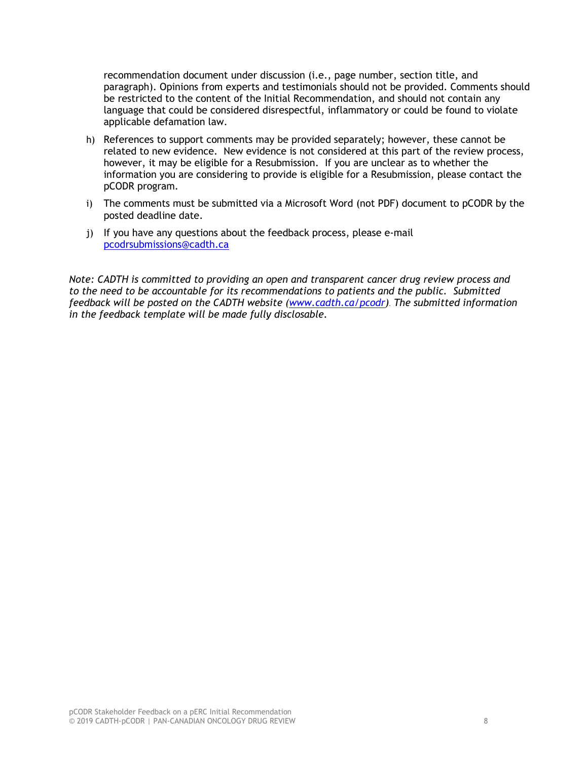recommendation document under discussion (i.e., page number, section title, and paragraph). Opinions from experts and testimonials should not be provided. Comments should be restricted to the content of the Initial Recommendation, and should not contain any language that could be considered disrespectful, inflammatory or could be found to violate applicable defamation law.

h) References to support comments may be provided separately; however, these cannot be related to new evidence. New evidence is not considered at this part of the review process, however, it may be eligible for a Resubmission. If you are unclear as to whether the information you are considering to provide is eligible for a Resubmission, please contact the pCODR program.

i) The comments must be submitted via a Microsoft Word (not PDF) document to pCODR by the posted deadline date.

j) If you have any questions about the feedback process, please e-mail pcodrsubmissions@cadth.ca

*Note: CADTH is committed to providing an open and transparent cancer drug review process and to the need to be accountable for its recommendations to patients and the public. Submitted feedback will be posted on the CADTH website (www.cadth.ca/pcodr). The submitted information in the feedback template will be made fully disclosable.*